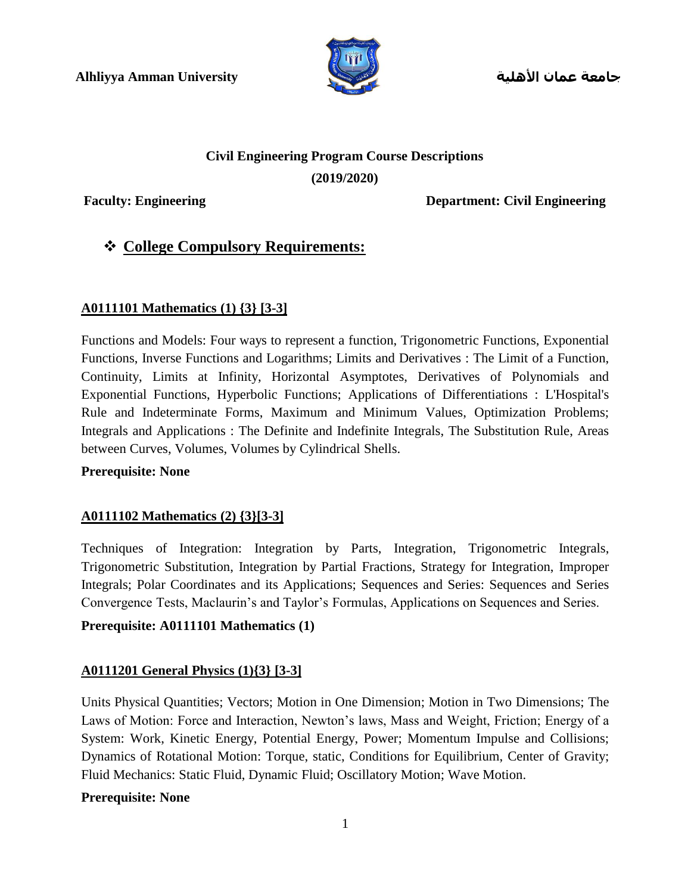**Alhliyya Amman University** **جامعة عمان الأهلية**

# Civil Engineering Program Course Descriptions

**(2019/2020)**

**Faculty: Engineering** **Department: Civil Engineering**

## ❖ College Compulsory Requirements:

### A0111101 Mathematics (1) {3} [3-3]

Functions and Models: Four ways to represent a function, Trigonometric Functions, Exponential Functions, Inverse Functions and Logarithms; Limits and Derivatives : The Limit of a Function, Continuity, Limits at Infinity, Horizontal Asymptotes, Derivatives of Polynomials and Exponential Functions, Hyperbolic Functions; Applications of Differentiations : L'Hospital's Rule and Indeterminate Forms, Maximum and Minimum Values, Optimization Problems; Integrals and Applications : The Definite and Indefinite Integrals, The Substitution Rule, Areas between Curves, Volumes, Volumes by Cylindrical Shells.

**Prerequisite: None**

### A0111102 Mathematics (2) {3}[3-3]

Techniques of Integration: Integration by Parts, Integration, Trigonometric Integrals, Trigonometric Substitution, Integration by Partial Fractions, Strategy for Integration, Improper Integrals; Polar Coordinates and its Applications; Sequences and Series: Sequences and Series Convergence Tests, Maclaurin's and Taylor's Formulas, Applications on Sequences and Series.

**Prerequisite: A0111101 Mathematics (1)**

### A0111201 General Physics (1){3} [3-3]

Units Physical Quantities; Vectors; Motion in One Dimension; Motion in Two Dimensions; The Laws of Motion: Force and Interaction, Newton's laws, Mass and Weight, Friction; Energy of a System: Work, Kinetic Energy, Potential Energy, Power; Momentum Impulse and Collisions; Dynamics of Rotational Motion: Torque, static, Conditions for Equilibrium, Center of Gravity; Fluid Mechanics: Static Fluid, Dynamic Fluid; Oscillatory Motion; Wave Motion.

**Prerequisite: None**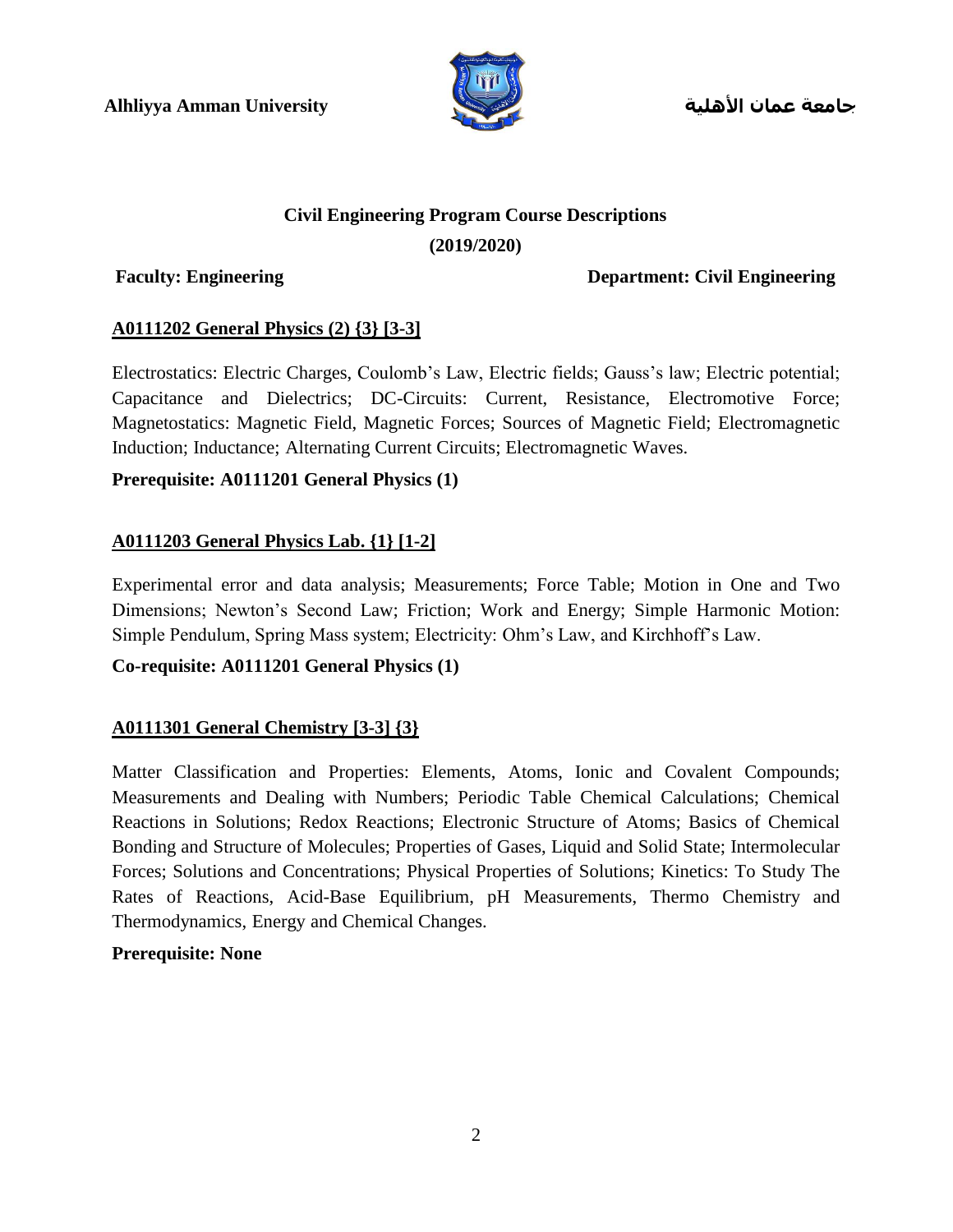Alhliyya Amman University جامعة عمان الأهلية

# Civil Engineering Program Course Descriptions

**(2019/2020)**

**Faculty: Engineering** **Department: Civil Engineering**

## A0111202 General Physics (2) {3} [3-3]

Electrostatics: Electric Charges, Coulomb's Law, Electric fields; Gauss's law; Electric potential; Capacitance and Dielectrics; DC-Circuits: Current, Resistance, Electromotive Force; Magnetostatics: Magnetic Field, Magnetic Forces; Sources of Magnetic Field; Electromagnetic Induction; Inductance; Alternating Current Circuits; Electromagnetic Waves.

**Prerequisite: A0111201 General Physics (1)**

## A0111203 General Physics Lab. {1} [1-2]

Experimental error and data analysis; Measurements; Force Table; Motion in One and Two Dimensions; Newton's Second Law; Friction; Work and Energy; Simple Harmonic Motion: Simple Pendulum, Spring Mass system; Electricity: Ohm's Law, and Kirchhoff's Law.

**Co-requisite: A0111201 General Physics (1)**

## A0111301 General Chemistry [3-3] {3}

Matter Classification and Properties: Elements, Atoms, Ionic and Covalent Compounds; Measurements and Dealing with Numbers; Periodic Table Chemical Calculations; Chemical Reactions in Solutions; Redox Reactions; Electronic Structure of Atoms; Basics of Chemical Bonding and Structure of Molecules; Properties of Gases, Liquid and Solid State; Intermolecular Forces; Solutions and Concentrations; Physical Properties of Solutions; Kinetics: To Study The Rates of Reactions, Acid-Base Equilibrium, pH Measurements, Thermo Chemistry and Thermodynamics, Energy and Chemical Changes.

**Prerequisite: None**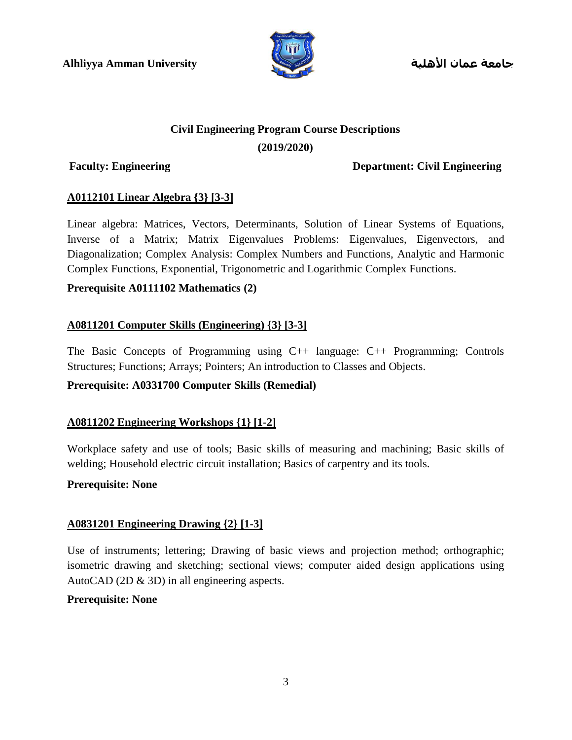# Civil Engineering Program Course Descriptions

**(2019/2020)**

**Faculty: Engineering** **Department: Civil Engineering**

## A0112101 Linear Algebra {3} [3-3]

Linear algebra: Matrices, Vectors, Determinants, Solution of Linear Systems of Equations, Inverse of a Matrix; Matrix Eigenvalues Problems: Eigenvalues, Eigenvectors, and Diagonalization; Complex Analysis: Complex Numbers and Functions, Analytic and Harmonic Complex Functions, Exponential, Trigonometric and Logarithmic Complex Functions.

**Prerequisite A0111102 Mathematics (2)**

## A0811201 Computer Skills (Engineering) {3} [3-3]

The Basic Concepts of Programming using C++ language: C++ Programming; Controls Structures; Functions; Arrays; Pointers; An introduction to Classes and Objects.

**Prerequisite: A0331700 Computer Skills (Remedial)**

## A0811202 Engineering Workshops {1} [1-2]

Workplace safety and use of tools; Basic skills of measuring and machining; Basic skills of welding; Household electric circuit installation; Basics of carpentry and its tools.

**Prerequisite: None**

## A0831201 Engineering Drawing {2} [1-3]

Use of instruments; lettering; Drawing of basic views and projection method; orthographic; isometric drawing and sketching; sectional views; computer aided design applications using AutoCAD (2D & 3D) in all engineering aspects.

**Prerequisite: None**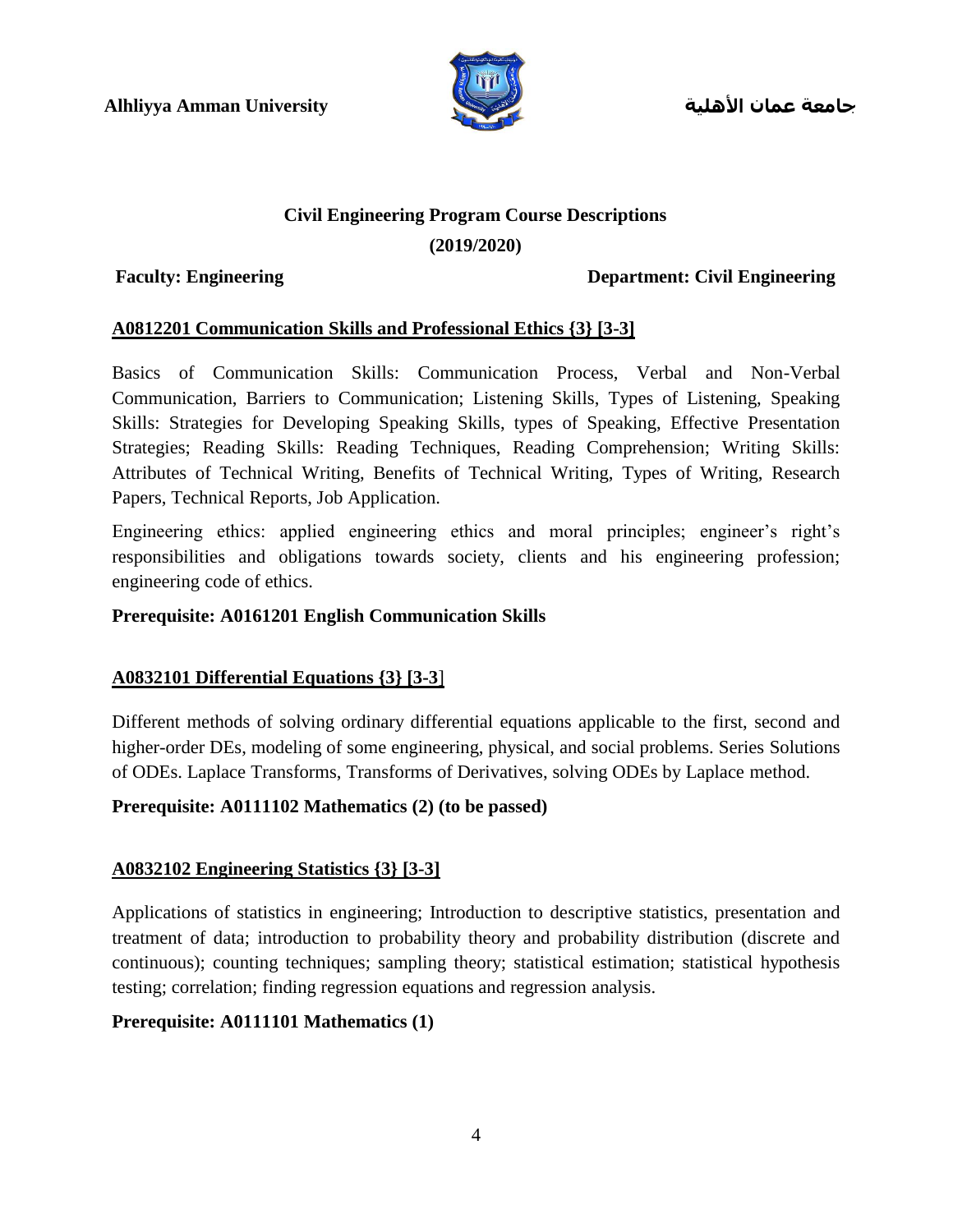Alhliyya Amman University جامعة عمان الأهلية

## Civil Engineering Program Course Descriptions

**(2019/2020)**

**Faculty: Engineering** **Department: Civil Engineering**

### A0812201 Communication Skills and Professional Ethics {3} [3-3]

Basics of Communication Skills: Communication Process, Verbal and Non-Verbal Communication, Barriers to Communication; Listening Skills, Types of Listening, Speaking Skills: Strategies for Developing Speaking Skills, types of Speaking, Effective Presentation Strategies; Reading Skills: Reading Techniques, Reading Comprehension; Writing Skills: Attributes of Technical Writing, Benefits of Technical Writing, Types of Writing, Research Papers, Technical Reports, Job Application.

Engineering ethics: applied engineering ethics and moral principles; engineer's right's responsibilities and obligations towards society, clients and his engineering profession; engineering code of ethics.

**Prerequisite: A0161201 English Communication Skills**

### A0832101 Differential Equations {3} [3-3]

Different methods of solving ordinary differential equations applicable to the first, second and higher-order DEs, modeling of some engineering, physical, and social problems. Series Solutions of ODEs. Laplace Transforms, Transforms of Derivatives, solving ODEs by Laplace method.

**Prerequisite: A0111102 Mathematics (2) (to be passed)**

### A0832102 Engineering Statistics {3} [3-3]

Applications of statistics in engineering; Introduction to descriptive statistics, presentation and treatment of data; introduction to probability theory and probability distribution (discrete and continuous); counting techniques; sampling theory; statistical estimation; statistical hypothesis testing; correlation; finding regression equations and regression analysis.

**Prerequisite: A0111101 Mathematics (1)**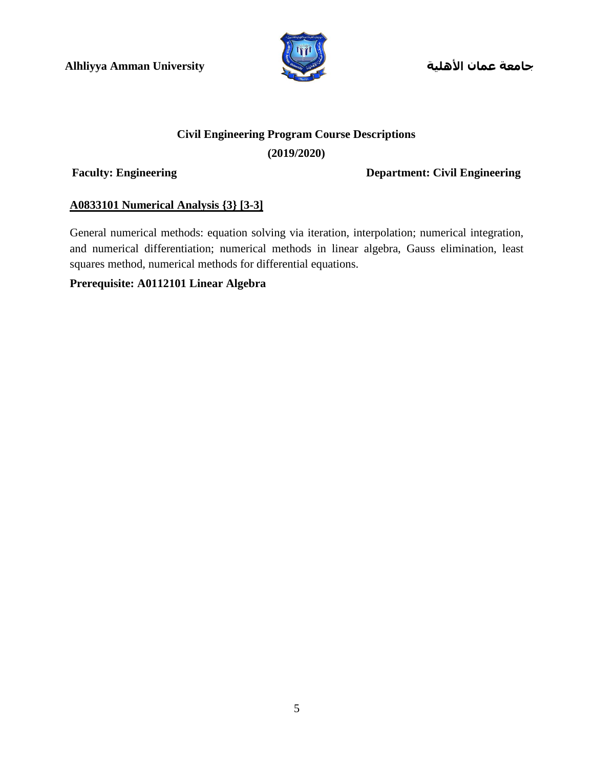**Civil Engineering Program Course Descriptions**

**(2019/2020)**

**Faculty: Engineering** **Department: Civil Engineering**

**A0833101 Numerical Analysis {3} [3-3]**

General numerical methods: equation solving via iteration, interpolation; numerical integration, and numerical differentiation; numerical methods in linear algebra, Gauss elimination, least squares method, numerical methods for differential equations.

**Prerequisite: A0112101 Linear Algebra**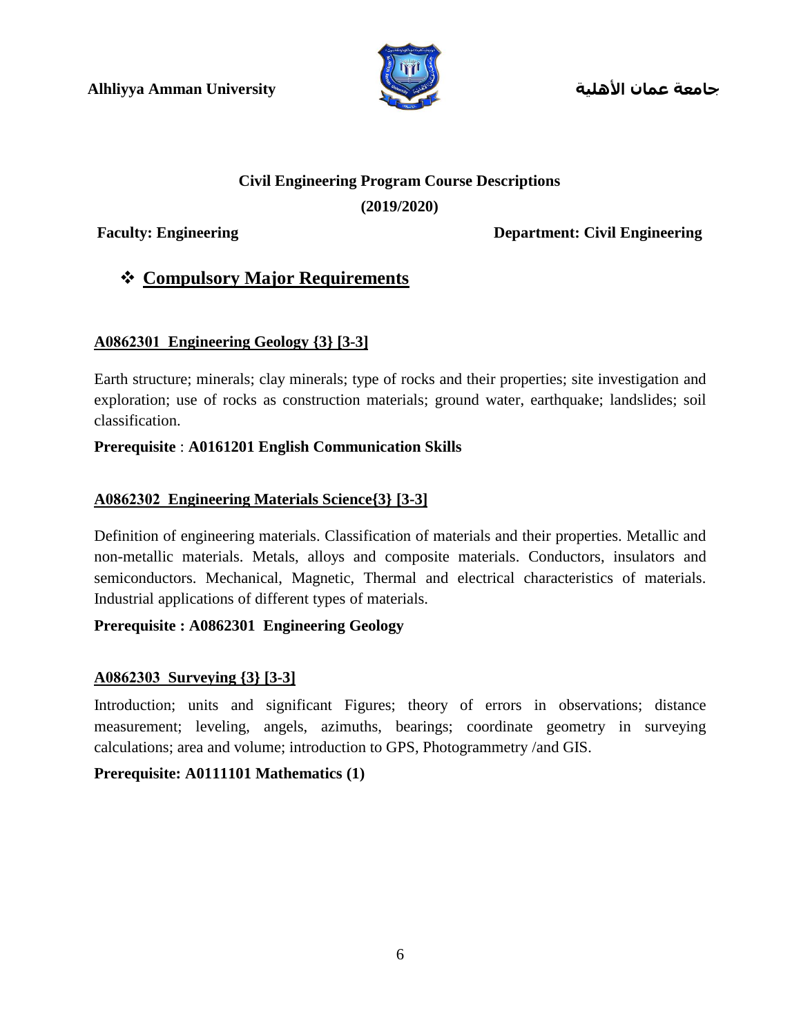**Alhliyya Amman University** **جامعة عمان الأهلية**

**Civil Engineering Program Course Descriptions**

**(2019/2020)**

**Faculty: Engineering** **Department: Civil Engineering**

## ❖ Compulsory Major Requirements

### A0862301 Engineering Geology {3} [3-3]

Earth structure; minerals; clay minerals; type of rocks and their properties; site investigation and exploration; use of rocks as construction materials; ground water, earthquake; landslides; soil classification.

**Prerequisite** : **A0161201 English Communication Skills**

### A0862302 Engineering Materials Science{3} [3-3]

Definition of engineering materials. Classification of materials and their properties. Metallic and non-metallic materials. Metals, alloys and composite materials. Conductors, insulators and semiconductors. Mechanical, Magnetic, Thermal and electrical characteristics of materials. Industrial applications of different types of materials.

**Prerequisite : A0862301 Engineering Geology**

### A0862303 Surveying {3} [3-3]

Introduction; units and significant Figures; theory of errors in observations; distance measurement; leveling, angels, azimuths, bearings; coordinate geometry in surveying calculations; area and volume; introduction to GPS, Photogrammetry /and GIS.

**Prerequisite: A0111101 Mathematics (1)**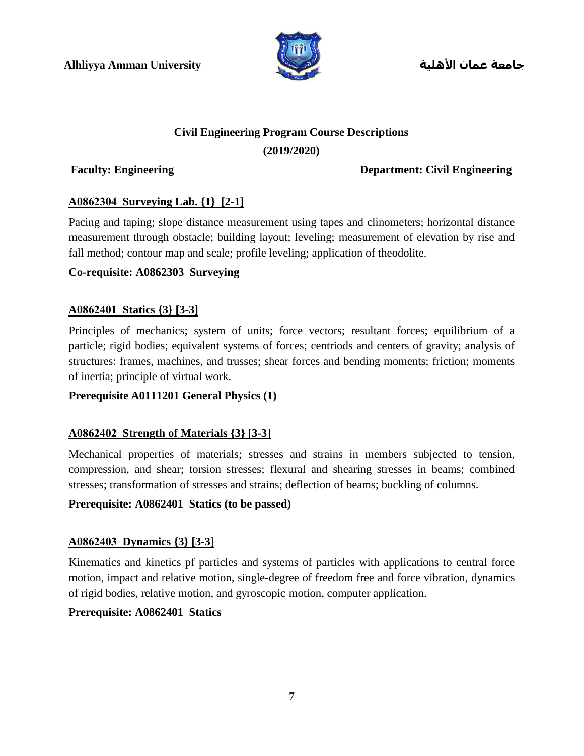**Civil Engineering Program Course Descriptions**

**(2019/2020)**

**Faculty: Engineering** **Department: Civil Engineering**

## A0862304 Surveying Lab. {1} [2-1]

Pacing and taping; slope distance measurement using tapes and clinometers; horizontal distance measurement through obstacle; building layout; leveling; measurement of elevation by rise and fall method; contour map and scale; profile leveling; application of theodolite.

**Co-requisite: A0862303 Surveying**

## A0862401 Statics {3} [3-3]

Principles of mechanics; system of units; force vectors; resultant forces; equilibrium of a particle; rigid bodies; equivalent systems of forces; centriods and centers of gravity; analysis of structures: frames, machines, and trusses; shear forces and bending moments; friction; moments of inertia; principle of virtual work.

**Prerequisite A0111201 General Physics (1)**

## A0862402 Strength of Materials {3} [3-3]

Mechanical properties of materials; stresses and strains in members subjected to tension, compression, and shear; torsion stresses; flexural and shearing stresses in beams; combined stresses; transformation of stresses and strains; deflection of beams; buckling of columns.

**Prerequisite: A0862401 Statics (to be passed)**

## A0862403 Dynamics {3} [3-3]

Kinematics and kinetics pf particles and systems of particles with applications to central force motion, impact and relative motion, single-degree of freedom free and force vibration, dynamics of rigid bodies, relative motion, and gyroscopic motion, computer application.

**Prerequisite: A0862401 Statics**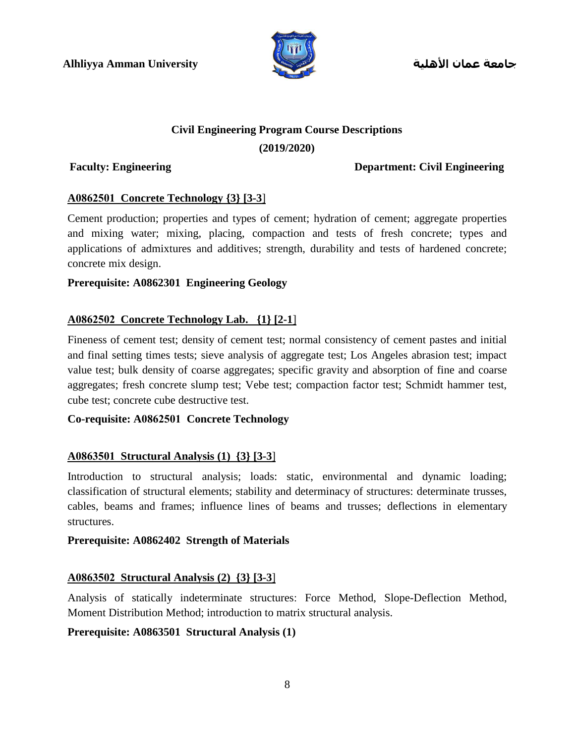Alhliyya Amman University جامعة عمان الأهلية

## Civil Engineering Program Course Descriptions

**(2019/2020)**

**Faculty: Engineering** **Department: Civil Engineering**

### A0862501 Concrete Technology {3} [3-3]

Cement production; properties and types of cement; hydration of cement; aggregate properties and mixing water; mixing, placing, compaction and tests of fresh concrete; types and applications of admixtures and additives; strength, durability and tests of hardened concrete; concrete mix design.

**Prerequisite: A0862301 Engineering Geology**

### A0862502 Concrete Technology Lab. {1} [2-1]

Fineness of cement test; density of cement test; normal consistency of cement pastes and initial and final setting times tests; sieve analysis of aggregate test; Los Angeles abrasion test; impact value test; bulk density of coarse aggregates; specific gravity and absorption of fine and coarse aggregates; fresh concrete slump test; Vebe test; compaction factor test; Schmidt hammer test, cube test; concrete cube destructive test.

**Co-requisite: A0862501 Concrete Technology**

### A0863501 Structural Analysis (1) {3} [3-3]

Introduction to structural analysis; loads: static, environmental and dynamic loading; classification of structural elements; stability and determinacy of structures: determinate trusses, cables, beams and frames; influence lines of beams and trusses; deflections in elementary structures.

**Prerequisite: A0862402 Strength of Materials**

### A0863502 Structural Analysis (2) {3} [3-3]

Analysis of statically indeterminate structures: Force Method, Slope-Deflection Method, Moment Distribution Method; introduction to matrix structural analysis.

**Prerequisite: A0863501 Structural Analysis (1)**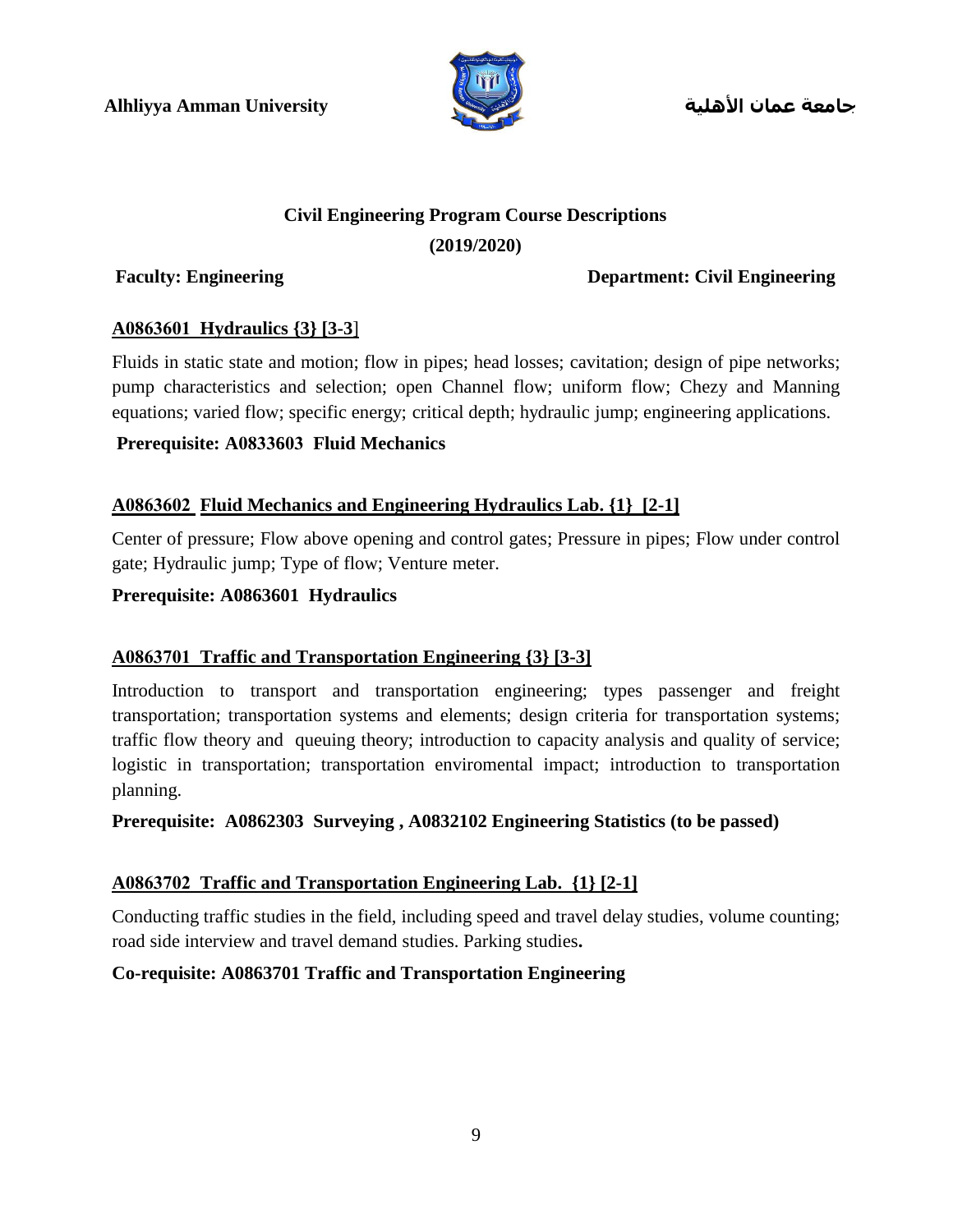**Alhliyya Amman University** **جامعة عمان الأهلية**

**Civil Engineering Program Course Descriptions**

**(2019/2020)**

**Faculty: Engineering** **Department: Civil Engineering**

### A0863601 Hydraulics {3} [3-3]

Fluids in static state and motion; flow in pipes; head losses; cavitation; design of pipe networks; pump characteristics and selection; open Channel flow; uniform flow; Chezy and Manning equations; varied flow; specific energy; critical depth; hydraulic jump; engineering applications.

**Prerequisite: A0833603 Fluid Mechanics**

### A0863602 Fluid Mechanics and Engineering Hydraulics Lab. {1} [2-1]

Center of pressure; Flow above opening and control gates; Pressure in pipes; Flow under control gate; Hydraulic jump; Type of flow; Venture meter.

**Prerequisite: A0863601 Hydraulics**

### A0863701 Traffic and Transportation Engineering {3} [3-3]

Introduction to transport and transportation engineering; types passenger and freight transportation; transportation systems and elements; design criteria for transportation systems; traffic flow theory and queuing theory; introduction to capacity analysis and quality of service; logistic in transportation; transportation enviromental impact; introduction to transportation planning.

**Prerequisite: A0862303 Surveying , A0832102 Engineering Statistics (to be passed)**

### A0863702 Traffic and Transportation Engineering Lab. {1} [2-1]

Conducting traffic studies in the field, including speed and travel delay studies, volume counting; road side interview and travel demand studies. Parking studies**.**

**Co-requisite: A0863701 Traffic and Transportation Engineering**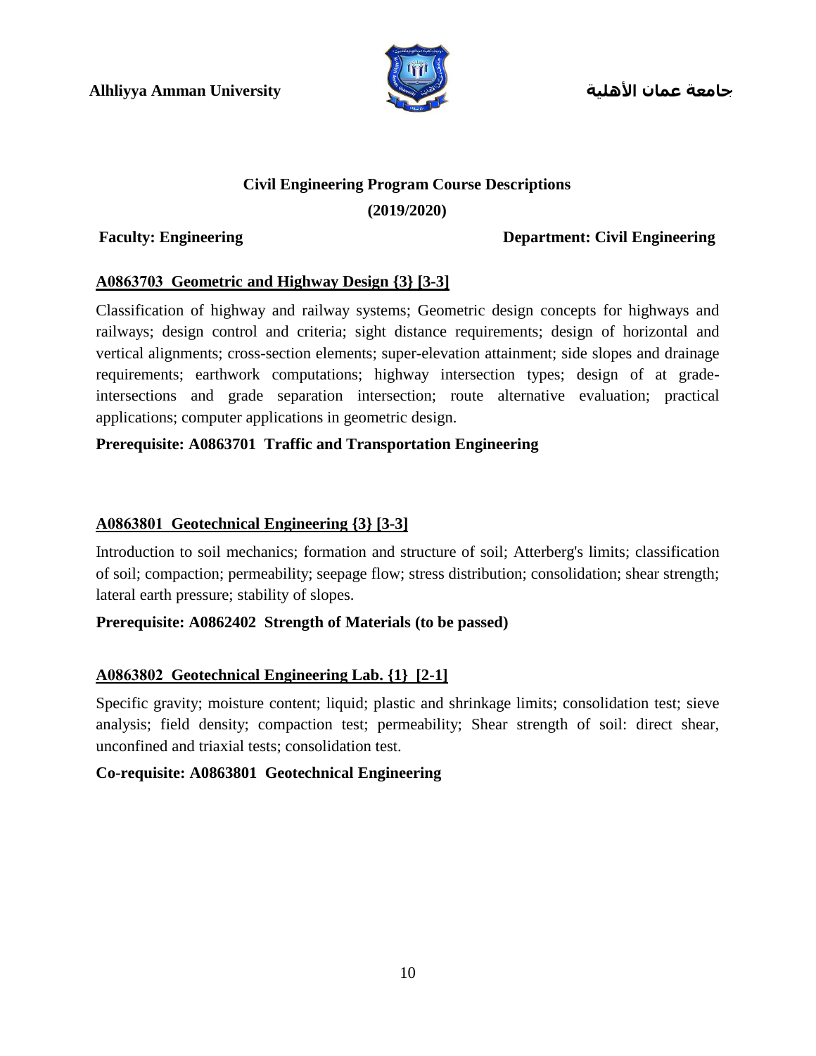## Civil Engineering Program Course Descriptions

**(2019/2020)**

**Faculty: Engineering** **Department: Civil Engineering**

### A0863703 Geometric and Highway Design {3} [3-3]

Classification of highway and railway systems; Geometric design concepts for highways and railways; design control and criteria; sight distance requirements; design of horizontal and vertical alignments; cross-section elements; super-elevation attainment; side slopes and drainage requirements; earthwork computations; highway intersection types; design of at grade-intersections and grade separation intersection; route alternative evaluation; practical applications; computer applications in geometric design.

**Prerequisite: A0863701 Traffic and Transportation Engineering**

### A0863801 Geotechnical Engineering {3} [3-3]

Introduction to soil mechanics; formation and structure of soil; Atterberg's limits; classification of soil; compaction; permeability; seepage flow; stress distribution; consolidation; shear strength; lateral earth pressure; stability of slopes.

**Prerequisite: A0862402 Strength of Materials (to be passed)**

### A0863802 Geotechnical Engineering Lab. {1} [2-1]

Specific gravity; moisture content; liquid; plastic and shrinkage limits; consolidation test; sieve analysis; field density; compaction test; permeability; Shear strength of soil: direct shear, unconfined and triaxial tests; consolidation test.

**Co-requisite: A0863801 Geotechnical Engineering**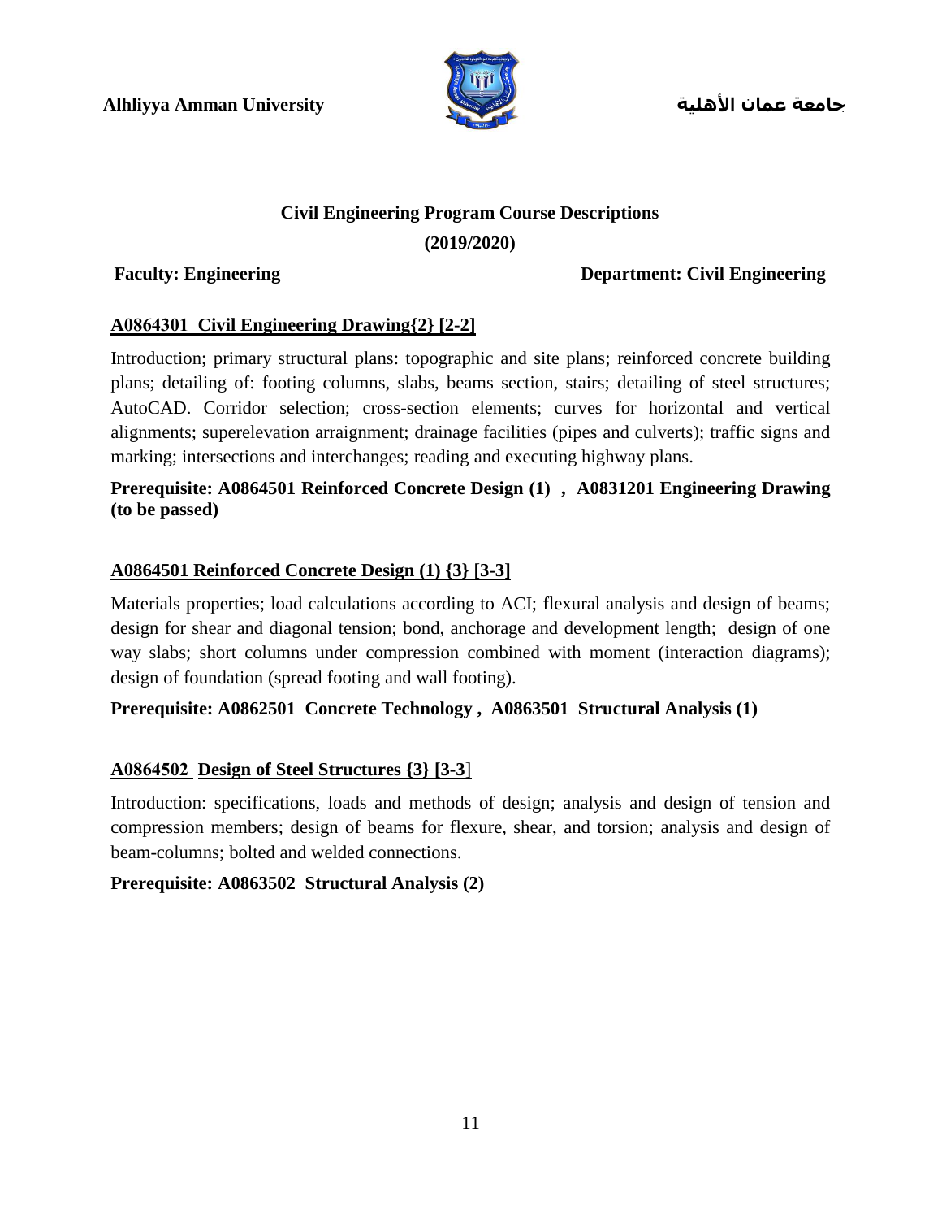Alhliyya Amman University جامعة عمان الأهلية

# Civil Engineering Program Course Descriptions

**(2019/2020)**

**Faculty: Engineering** **Department: Civil Engineering**

## A0864301 Civil Engineering Drawing{2} [2-2]

Introduction; primary structural plans: topographic and site plans; reinforced concrete building plans; detailing of: footing columns, slabs, beams section, stairs; detailing of steel structures; AutoCAD. Corridor selection; cross-section elements; curves for horizontal and vertical alignments; superelevation arraignment; drainage facilities (pipes and culverts); traffic signs and marking; intersections and interchanges; reading and executing highway plans.

**Prerequisite: A0864501 Reinforced Concrete Design (1) , A0831201 Engineering Drawing (to be passed)**

## A0864501 Reinforced Concrete Design (1) {3} [3-3]

Materials properties; load calculations according to ACI; flexural analysis and design of beams; design for shear and diagonal tension; bond, anchorage and development length; design of one way slabs; short columns under compression combined with moment (interaction diagrams); design of foundation (spread footing and wall footing).

**Prerequisite: A0862501 Concrete Technology , A0863501 Structural Analysis (1)**

## A0864502 Design of Steel Structures {3} [3-3]

Introduction: specifications, loads and methods of design; analysis and design of tension and compression members; design of beams for flexure, shear, and torsion; analysis and design of beam-columns; bolted and welded connections.

**Prerequisite: A0863502 Structural Analysis (2)**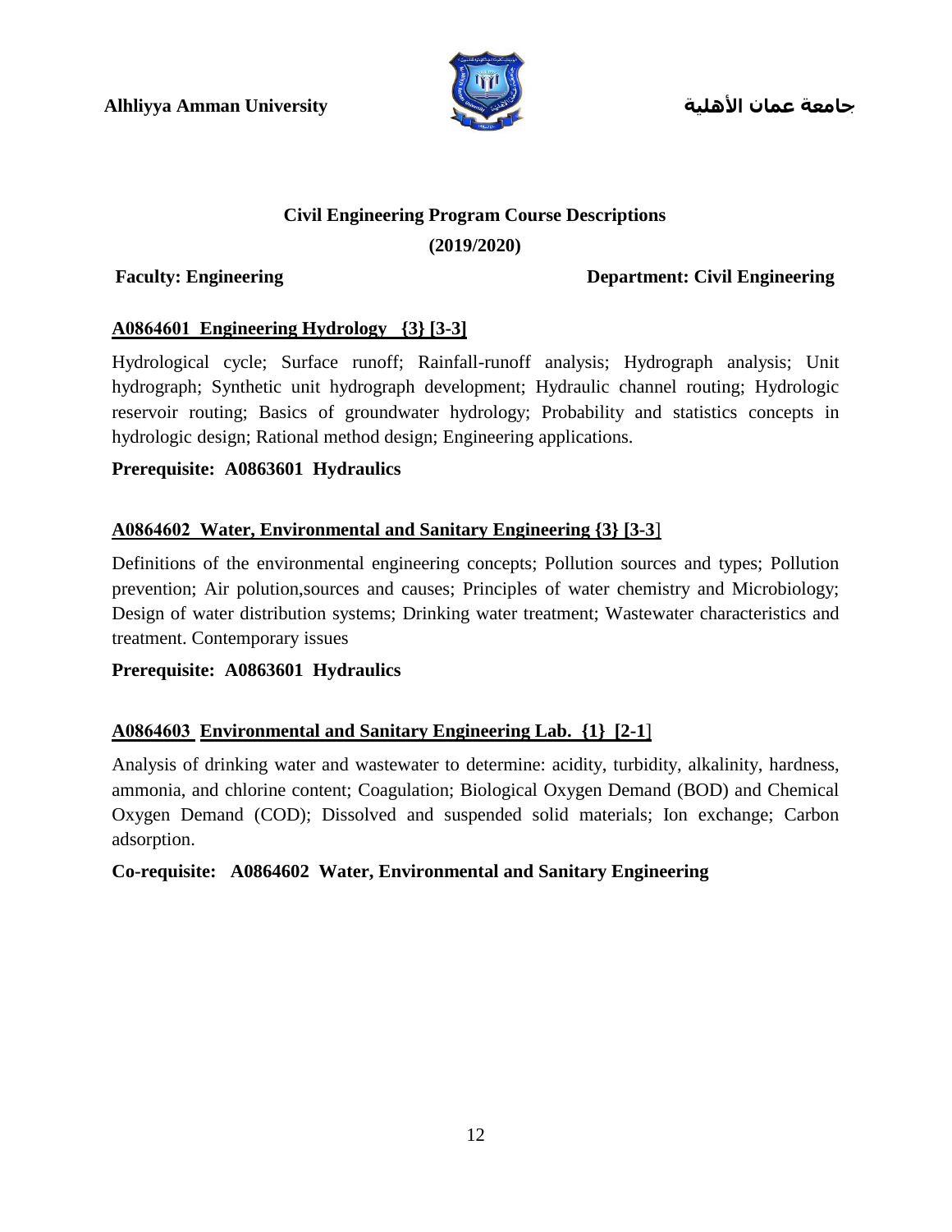Alhliyya Amman University جامعة عمان الأهلية

# Civil Engineering Program Course Descriptions

**(2019/2020)**

**Faculty: Engineering** **Department: Civil Engineering**

## A0864601 Engineering Hydrology {3} [3-3]

Hydrological cycle; Surface runoff; Rainfall-runoff analysis; Hydrograph analysis; Unit hydrograph; Synthetic unit hydrograph development; Hydraulic channel routing; Hydrologic reservoir routing; Basics of groundwater hydrology; Probability and statistics concepts in hydrologic design; Rational method design; Engineering applications.

**Prerequisite: A0863601 Hydraulics**

## A0864602 Water, Environmental and Sanitary Engineering {3} [3-3]

Definitions of the environmental engineering concepts; Pollution sources and types; Pollution prevention; Air polution,sources and causes; Principles of water chemistry and Microbiology; Design of water distribution systems; Drinking water treatment; Wastewater characteristics and treatment. Contemporary issues

**Prerequisite: A0863601 Hydraulics**

## A0864603 Environmental and Sanitary Engineering Lab. {1} [2-1]

Analysis of drinking water and wastewater to determine: acidity, turbidity, alkalinity, hardness, ammonia, and chlorine content; Coagulation; Biological Oxygen Demand (BOD) and Chemical Oxygen Demand (COD); Dissolved and suspended solid materials; Ion exchange; Carbon adsorption.

**Co-requisite: A0864602 Water, Environmental and Sanitary Engineering**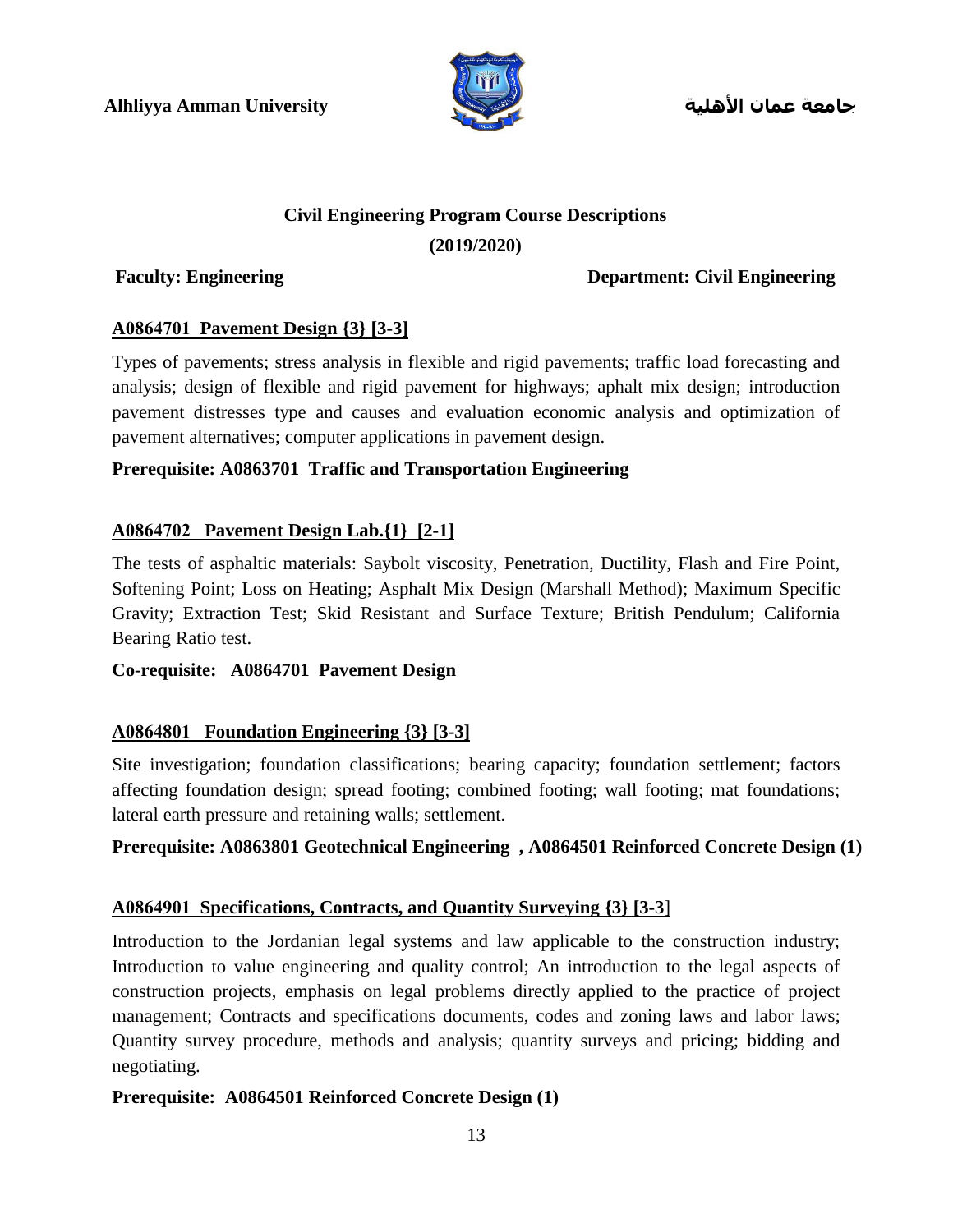Alhliyya Amman University جامعة عمان الأهلية

**Civil Engineering Program Course Descriptions**

**(2019/2020)**

**Faculty: Engineering** **Department: Civil Engineering**

**A0864701 Pavement Design {3} [3-3]**

Types of pavements; stress analysis in flexible and rigid pavements; traffic load forecasting and analysis; design of flexible and rigid pavement for highways; aphalt mix design; introduction pavement distresses type and causes and evaluation economic analysis and optimization of pavement alternatives; computer applications in pavement design.

**Prerequisite: A0863701 Traffic and Transportation Engineering**

**A0864702 Pavement Design Lab.{1} [2-1]**

The tests of asphaltic materials: Saybolt viscosity, Penetration, Ductility, Flash and Fire Point, Softening Point; Loss on Heating; Asphalt Mix Design (Marshall Method); Maximum Specific Gravity; Extraction Test; Skid Resistant and Surface Texture; British Pendulum; California Bearing Ratio test.

**Co-requisite: A0864701 Pavement Design**

**A0864801 Foundation Engineering {3} [3-3]**

Site investigation; foundation classifications; bearing capacity; foundation settlement; factors affecting foundation design; spread footing; combined footing; wall footing; mat foundations; lateral earth pressure and retaining walls; settlement.

**Prerequisite: A0863801 Geotechnical Engineering , A0864501 Reinforced Concrete Design (1)**

**A0864901 Specifications, Contracts, and Quantity Surveying {3} [3-3]**

Introduction to the Jordanian legal systems and law applicable to the construction industry; Introduction to value engineering and quality control; An introduction to the legal aspects of construction projects, emphasis on legal problems directly applied to the practice of project management; Contracts and specifications documents, codes and zoning laws and labor laws; Quantity survey procedure, methods and analysis; quantity surveys and pricing; bidding and negotiating.

**Prerequisite: A0864501 Reinforced Concrete Design (1)**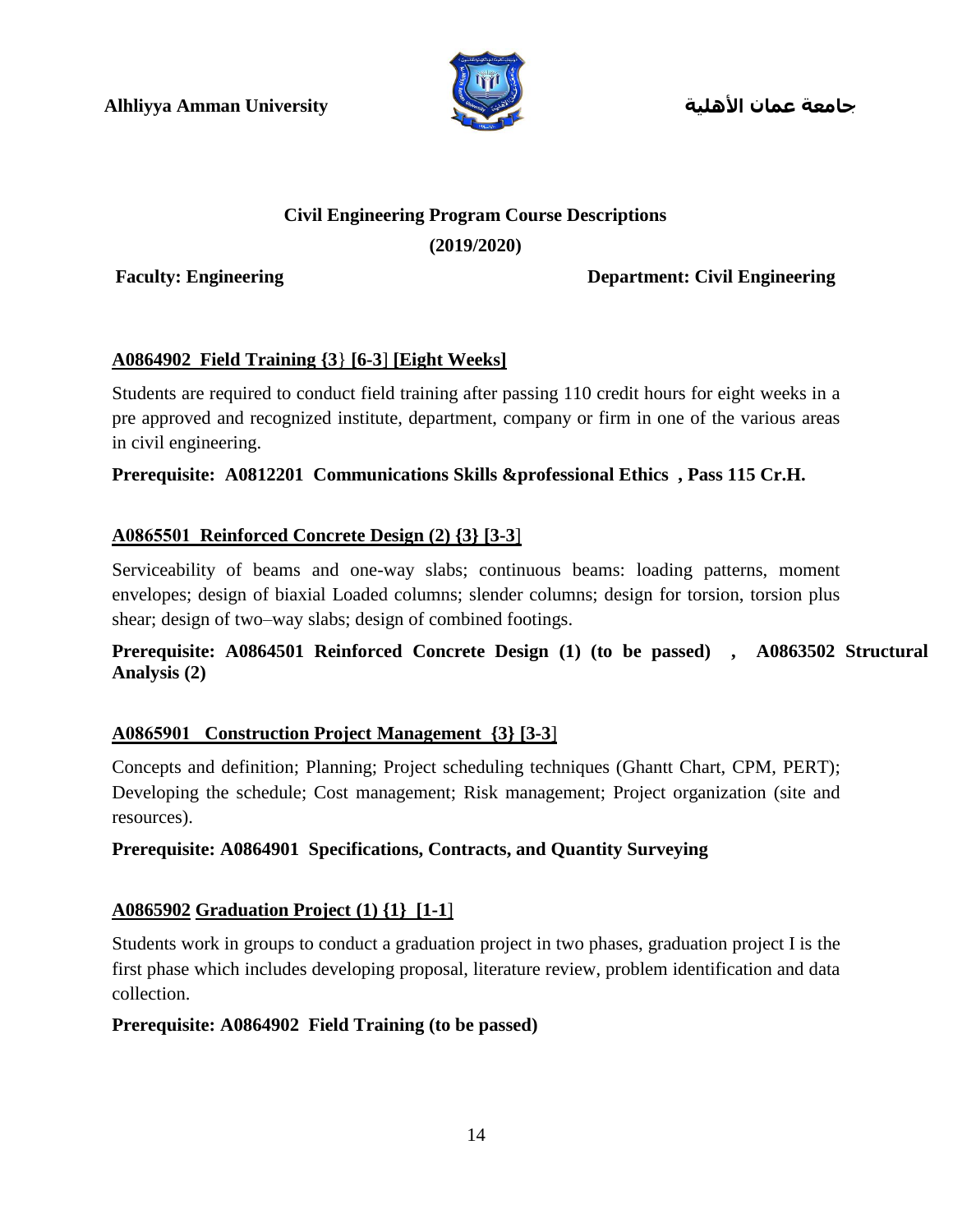Alhliyya Amman University　　　　　　　　　　　　　　　　　　　　　　　　　　　جامعة عمان الأهلية

**Civil Engineering Program Course Descriptions**

**(2019/2020)**

**Faculty: Engineering**　　　　　　　　　　　　　　　　　　　**Department: Civil Engineering**

### A0864902 Field Training {3} [6-3] [Eight Weeks]

Students are required to conduct field training after passing 110 credit hours for eight weeks in a pre approved and recognized institute, department, company or firm in one of the various areas in civil engineering.

**Prerequisite: A0812201 Communications Skills &professional Ethics , Pass 115 Cr.H.**

### A0865501 Reinforced Concrete Design (2) {3} [3-3]

Serviceability of beams and one-way slabs; continuous beams: loading patterns, moment envelopes; design of biaxial Loaded columns; slender columns; design for torsion, torsion plus shear; design of two–way slabs; design of combined footings.

**Prerequisite: A0864501 Reinforced Concrete Design (1) (to be passed) , A0863502 Structural Analysis (2)**

### A0865901 Construction Project Management {3} [3-3]

Concepts and definition; Planning; Project scheduling techniques (Ghantt Chart, CPM, PERT); Developing the schedule; Cost management; Risk management; Project organization (site and resources).

**Prerequisite: A0864901 Specifications, Contracts, and Quantity Surveying**

### A0865902 Graduation Project (1) {1} [1-1]

Students work in groups to conduct a graduation project in two phases, graduation project I is the first phase which includes developing proposal, literature review, problem identification and data collection.

**Prerequisite: A0864902 Field Training (to be passed)**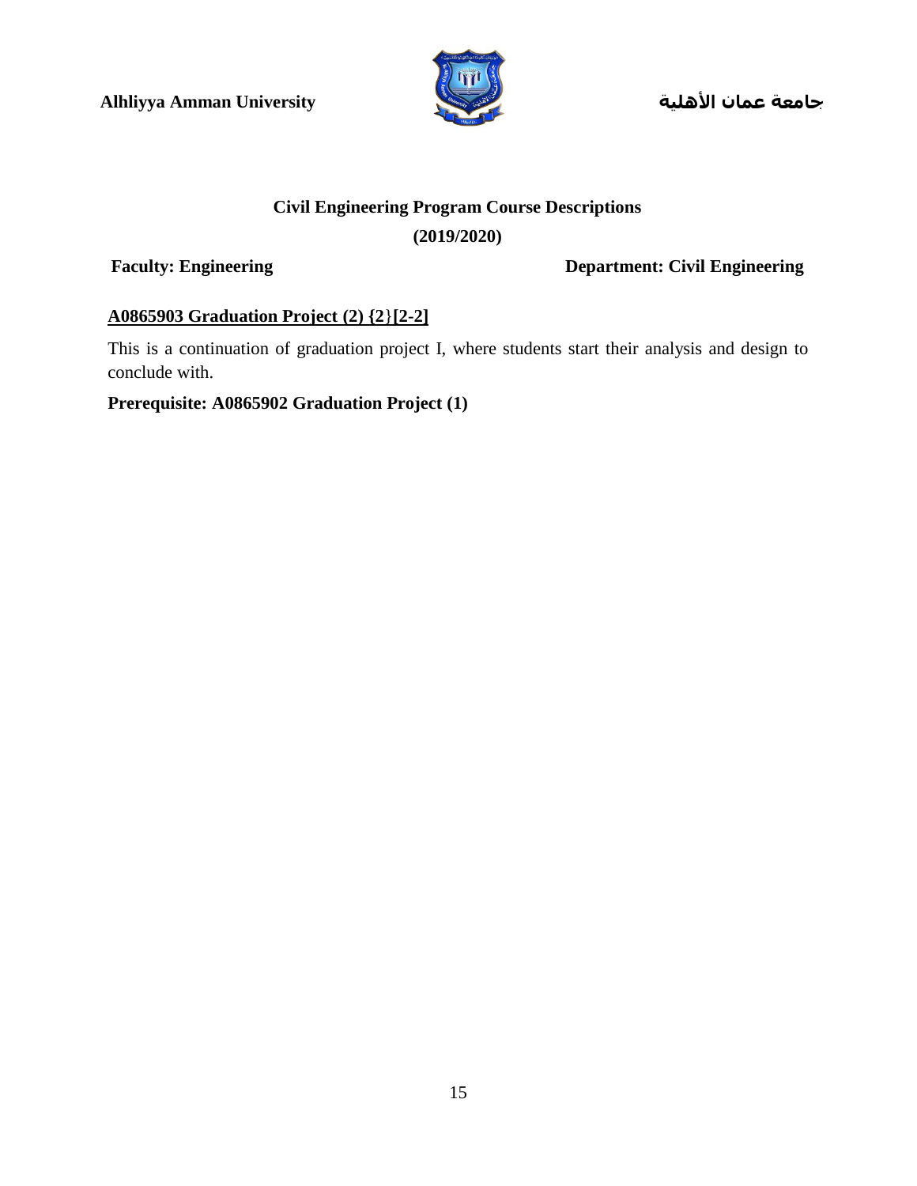Alhliyya Amman University

جامعة عمان الأهلية

## Civil Engineering Program Course Descriptions

**(2019/2020)**

**Faculty: Engineering** **Department: Civil Engineering**

### A0865903 Graduation Project (2) {2}[2-2]

This is a continuation of graduation project I, where students start their analysis and design to conclude with.

**Prerequisite: A0865902 Graduation Project (1)**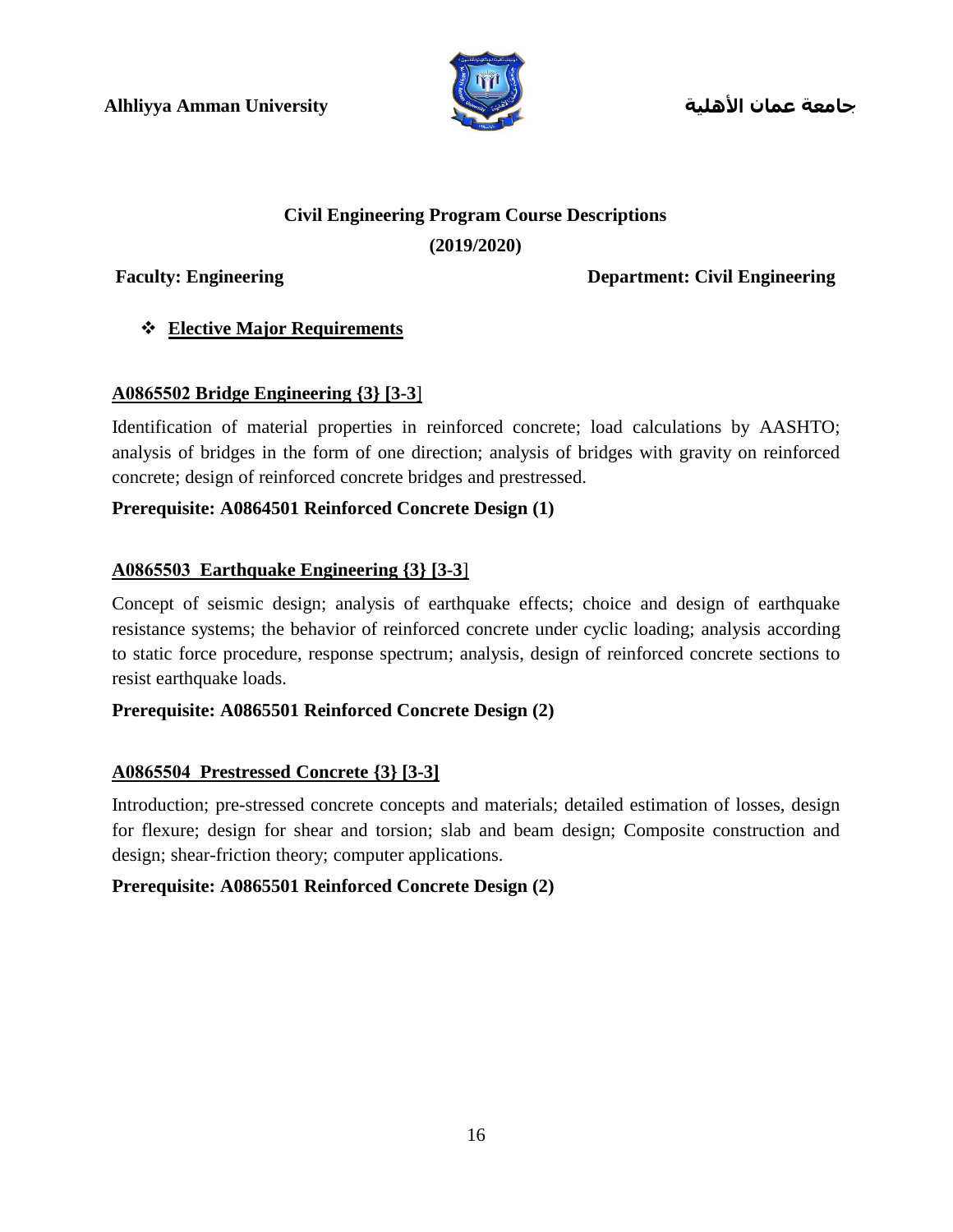# Civil Engineering Program Course Descriptions

**(2019/2020)**

**Faculty: Engineering** **Department: Civil Engineering**

- **Elective Major Requirements**

### A0865502 Bridge Engineering {3} [3-3]

Identification of material properties in reinforced concrete; load calculations by AASHTO; analysis of bridges in the form of one direction; analysis of bridges with gravity on reinforced concrete; design of reinforced concrete bridges and prestressed.

**Prerequisite: A0864501 Reinforced Concrete Design (1)**

### A0865503 Earthquake Engineering {3} [3-3]

Concept of seismic design; analysis of earthquake effects; choice and design of earthquake resistance systems; the behavior of reinforced concrete under cyclic loading; analysis according to static force procedure, response spectrum; analysis, design of reinforced concrete sections to resist earthquake loads.

**Prerequisite: A0865501 Reinforced Concrete Design (2)**

### A0865504 Prestressed Concrete {3} [3-3]

Introduction; pre-stressed concrete concepts and materials; detailed estimation of losses, design for flexure; design for shear and torsion; slab and beam design; Composite construction and design; shear-friction theory; computer applications.

**Prerequisite: A0865501 Reinforced Concrete Design (2)**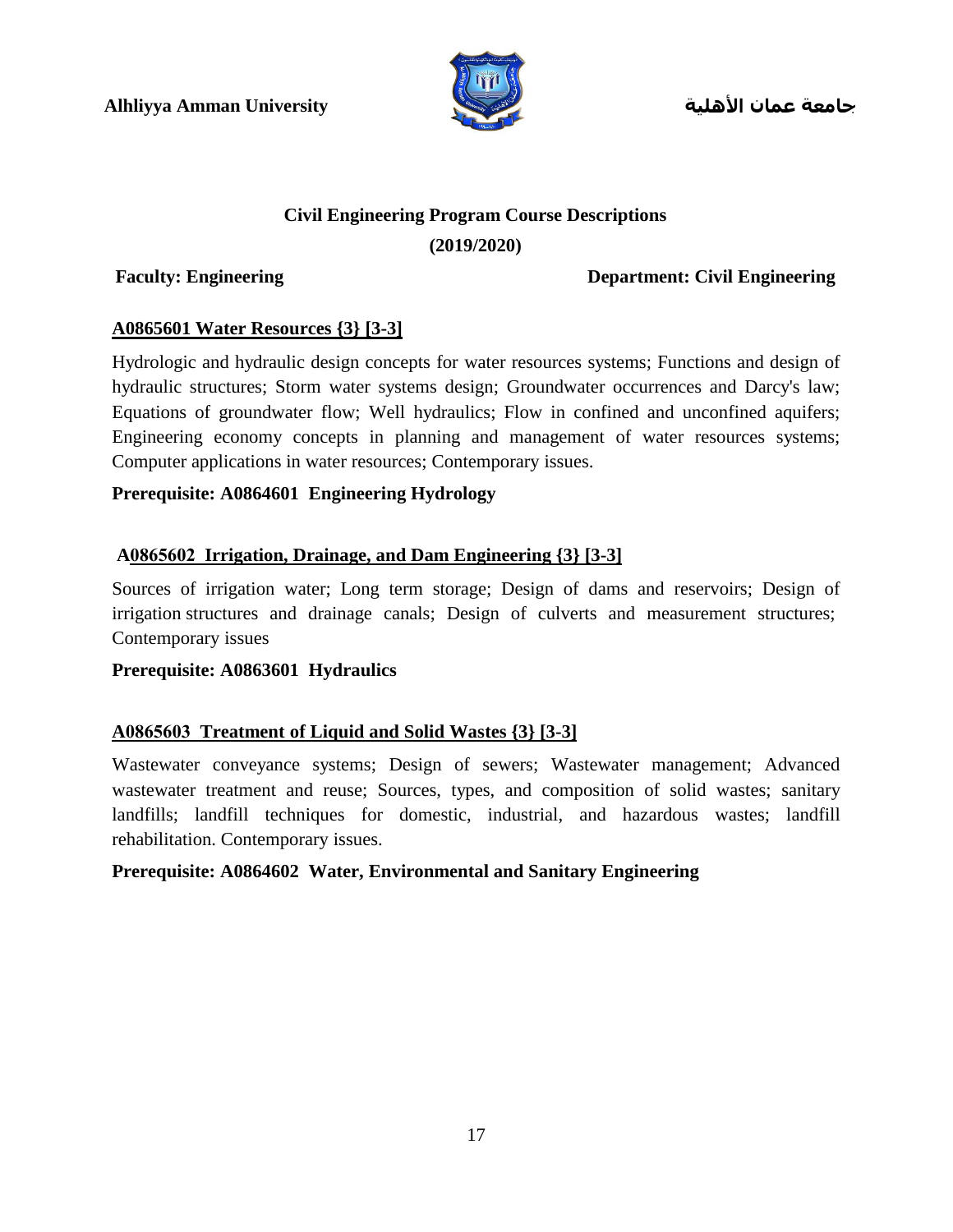**Alhliyya Amman University** — **جامعة عمان الأهلية**

# Civil Engineering Program Course Descriptions

**(2019/2020)**

**Faculty: Engineering** **Department: Civil Engineering**

## A0865601 Water Resources {3} [3-3]

Hydrologic and hydraulic design concepts for water resources systems; Functions and design of hydraulic structures; Storm water systems design; Groundwater occurrences and Darcy's law; Equations of groundwater flow; Well hydraulics; Flow in confined and unconfined aquifers; Engineering economy concepts in planning and management of water resources systems; Computer applications in water resources; Contemporary issues.

**Prerequisite: A0864601 Engineering Hydrology**

## A0865602 Irrigation, Drainage, and Dam Engineering {3} [3-3]

Sources of irrigation water; Long term storage; Design of dams and reservoirs; Design of irrigation structures and drainage canals; Design of culverts and measurement structures; Contemporary issues

**Prerequisite: A0863601 Hydraulics**

## A0865603 Treatment of Liquid and Solid Wastes {3} [3-3]

Wastewater conveyance systems; Design of sewers; Wastewater management; Advanced wastewater treatment and reuse; Sources, types, and composition of solid wastes; sanitary landfills; landfill techniques for domestic, industrial, and hazardous wastes; landfill rehabilitation. Contemporary issues.

**Prerequisite: A0864602 Water, Environmental and Sanitary Engineering**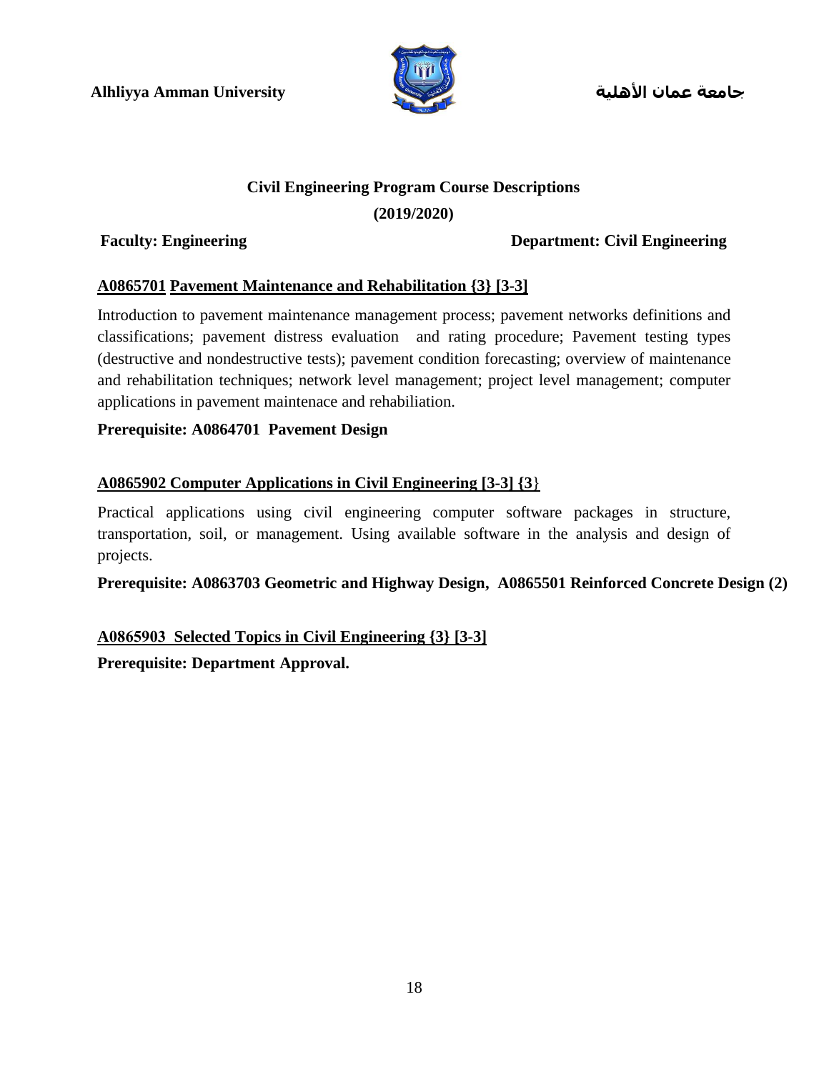**Alhliyya Amman University** **جامعة عمان الأهلية**

# Civil Engineering Program Course Descriptions

**(2019/2020)**

**Faculty: Engineering** **Department: Civil Engineering**

## A0865701 Pavement Maintenance and Rehabilitation {3} [3-3]

Introduction to pavement maintenance management process; pavement networks definitions and classifications; pavement distress evaluation and rating procedure; Pavement testing types (destructive and nondestructive tests); pavement condition forecasting; overview of maintenance and rehabilitation techniques; network level management; project level management; computer applications in pavement maintenace and rehabiliation.

**Prerequisite: A0864701 Pavement Design**

## A0865902 Computer Applications in Civil Engineering [3-3] {3}

Practical applications using civil engineering computer software packages in structure, transportation, soil, or management. Using available software in the analysis and design of projects.

**Prerequisite: A0863703 Geometric and Highway Design, A0865501 Reinforced Concrete Design (2)**

## A0865903 Selected Topics in Civil Engineering {3} [3-3]

**Prerequisite: Department Approval.**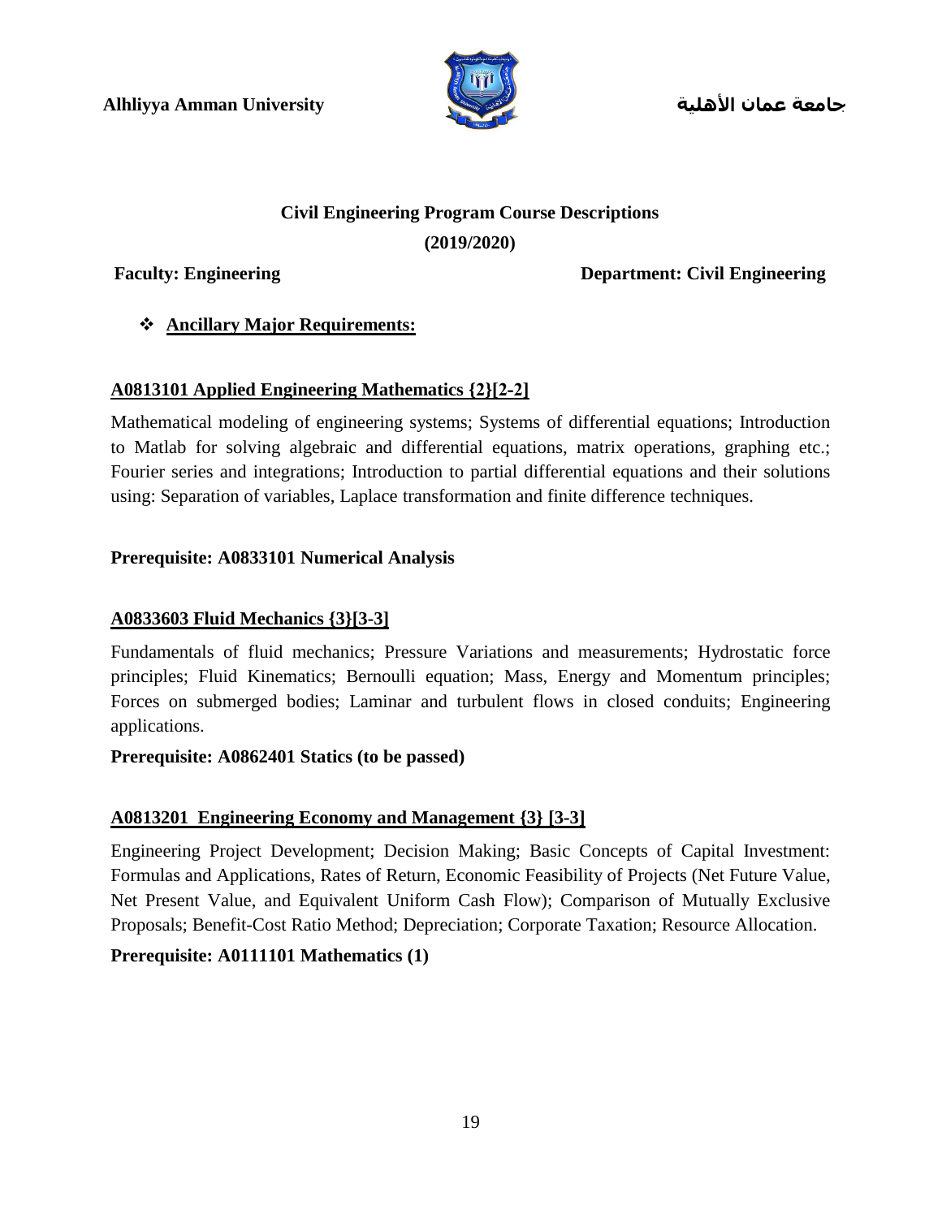Alhliyya Amman University جامعة عمان الأهلية

**Civil Engineering Program Course Descriptions**

**(2019/2020)**

**Faculty: Engineering** **Department: Civil Engineering**

- **Ancillary Major Requirements:**

### A0813101 Applied Engineering Mathematics {2}[2-2]

Mathematical modeling of engineering systems; Systems of differential equations; Introduction to Matlab for solving algebraic and differential equations, matrix operations, graphing etc.; Fourier series and integrations; Introduction to partial differential equations and their solutions using: Separation of variables, Laplace transformation and finite difference techniques.

**Prerequisite: A0833101 Numerical Analysis**

### A0833603 Fluid Mechanics {3}[3-3]

Fundamentals of fluid mechanics; Pressure Variations and measurements; Hydrostatic force principles; Fluid Kinematics; Bernoulli equation; Mass, Energy and Momentum principles; Forces on submerged bodies; Laminar and turbulent flows in closed conduits; Engineering applications.

**Prerequisite: A0862401 Statics (to be passed)**

### A0813201 Engineering Economy and Management {3} [3-3]

Engineering Project Development; Decision Making; Basic Concepts of Capital Investment: Formulas and Applications, Rates of Return, Economic Feasibility of Projects (Net Future Value, Net Present Value, and Equivalent Uniform Cash Flow); Comparison of Mutually Exclusive Proposals; Benefit-Cost Ratio Method; Depreciation; Corporate Taxation; Resource Allocation.

**Prerequisite: A0111101 Mathematics (1)**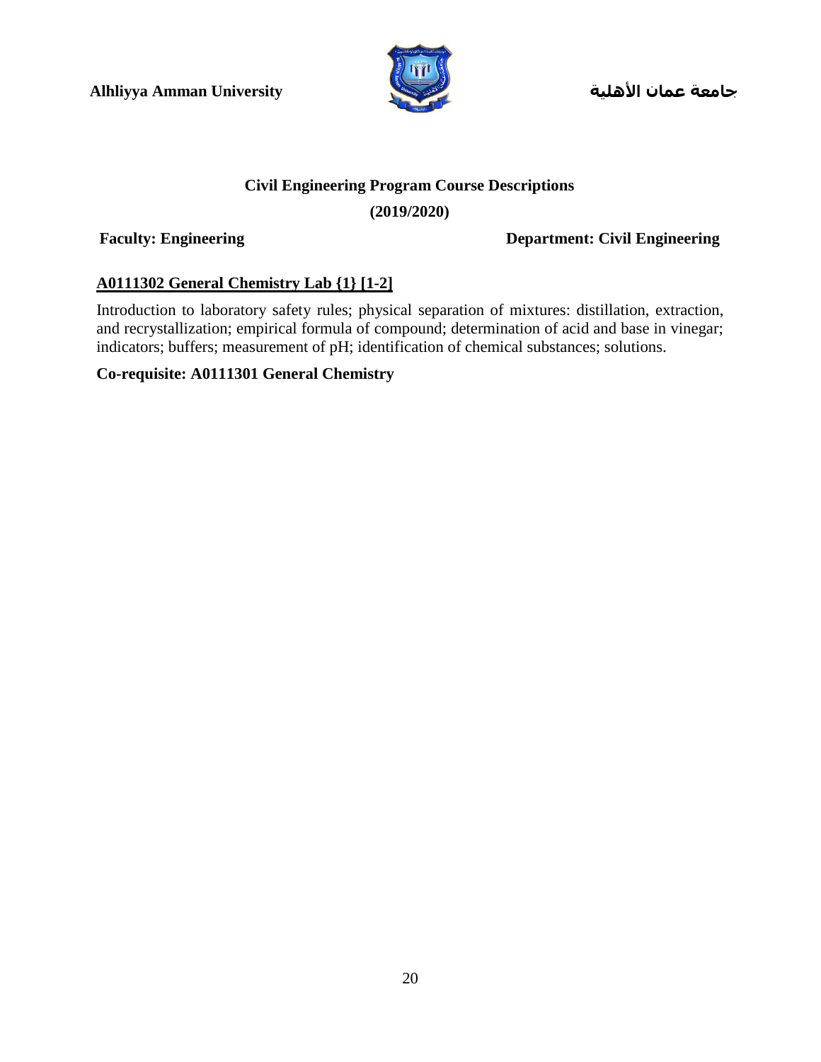**Civil Engineering Program Course Descriptions**

**(2019/2020)**

**Faculty: Engineering** **Department: Civil Engineering**

**A0111302 General Chemistry Lab {1} [1-2]**

Introduction to laboratory safety rules; physical separation of mixtures: distillation, extraction, and recrystallization; empirical formula of compound; determination of acid and base in vinegar; indicators; buffers; measurement of pH; identification of chemical substances; solutions.

**Co-requisite: A0111301 General Chemistry**